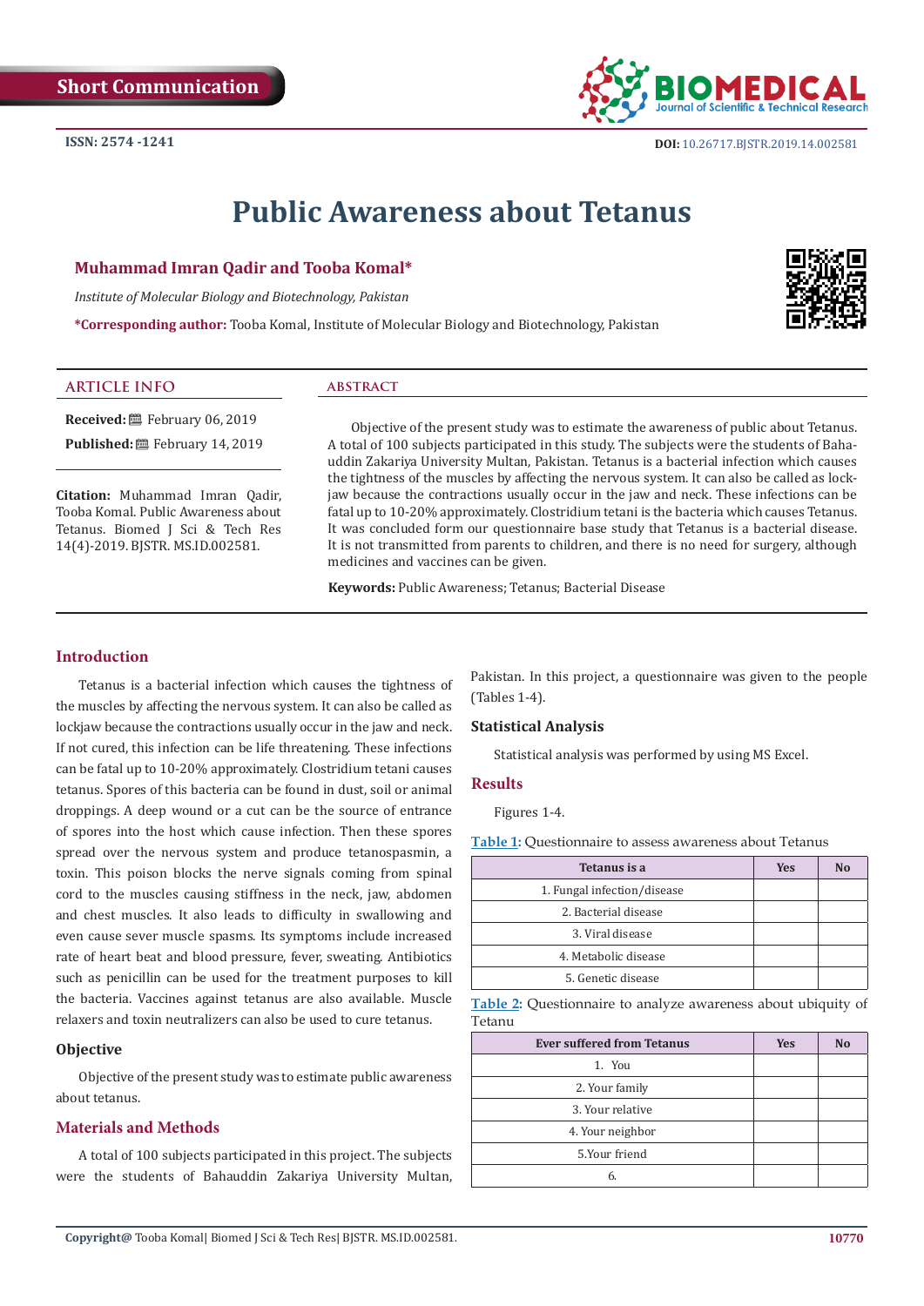Short Communication

ISSN: 2574 -1241

DOI: 10.26717.BJSTR.2019.14.002581

# Public Awareness about Tetanus

**Muhammad Imran Qadir and Tooba Komal***

*Institute of Molecular Biology and Biotechnology, Pakistan*

***Corresponding author:** Tooba Komal, Institute of Molecular Biology and Biotechnology, Pakistan

## ARTICLE INFO

**Received:** February 06, 2019

**Published:** February 14, 2019

**Citation:** Muhammad Imran Qadir, Tooba Komal. Public Awareness about Tetanus. Biomed J Sci & Tech Res 14(4)-2019. BJSTR. MS.ID.002581.

## ABSTRACT

Objective of the present study was to estimate the awareness of public about Tetanus. A total of 100 subjects participated in this study. The subjects were the students of Bahauddin Zakariya University Multan, Pakistan. Tetanus is a bacterial infection which causes the tightness of the muscles by affecting the nervous system. It can also be called as lockjaw because the contractions usually occur in the jaw and neck. These infections can be fatal up to 10-20% approximately. Clostridium tetani is the bacteria which causes Tetanus. It was concluded form our questionnaire base study that Tetanus is a bacterial disease. It is not transmitted from parents to children, and there is no need for surgery, although medicines and vaccines can be given.

**Keywords:** Public Awareness; Tetanus; Bacterial Disease

## Introduction

Tetanus is a bacterial infection which causes the tightness of the muscles by affecting the nervous system. It can also be called as lockjaw because the contractions usually occur in the jaw and neck. If not cured, this infection can be life threatening. These infections can be fatal up to 10-20% approximately. Clostridium tetani causes tetanus. Spores of this bacteria can be found in dust, soil or animal droppings. A deep wound or a cut can be the source of entrance of spores into the host which cause infection. Then these spores spread over the nervous system and produce tetanospasmin, a toxin. This poison blocks the nerve signals coming from spinal cord to the muscles causing stiffness in the neck, jaw, abdomen and chest muscles. It also leads to difficulty in swallowing and even cause sever muscle spasms. Its symptoms include increased rate of heart beat and blood pressure, fever, sweating. Antibiotics such as penicillin can be used for the treatment purposes to kill the bacteria. Vaccines against tetanus are also available. Muscle relaxers and toxin neutralizers can also be used to cure tetanus.

## Objective

Objective of the present study was to estimate public awareness about tetanus.

## Materials and Methods

A total of 100 subjects participated in this project. The subjects were the students of Bahauddin Zakariya University Multan, Pakistan. In this project, a questionnaire was given to the people (Tables 1-4).

### Statistical Analysis

Statistical analysis was performed by using MS Excel.

## Results

Figures 1-4.

**Table 1:** Questionnaire to assess awareness about Tetanus

| Tetanus is a | Yes | No |
|---|---|---|
| 1. Fungal infection/disease | | |
| 2. Bacterial disease | | |
| 3. Viral disease | | |
| 4. Metabolic disease | | |
| 5. Genetic disease | | |

**Table 2:** Questionnaire to analyze awareness about ubiquity of Tetanu

| Ever suffered from Tetanus | Yes | No |
|---|---|---|
| 1. You | | |
| 2. Your family | | |
| 3. Your relative | | |
| 4. Your neighbor | | |
| 5.Your friend | | |
| 6. | | |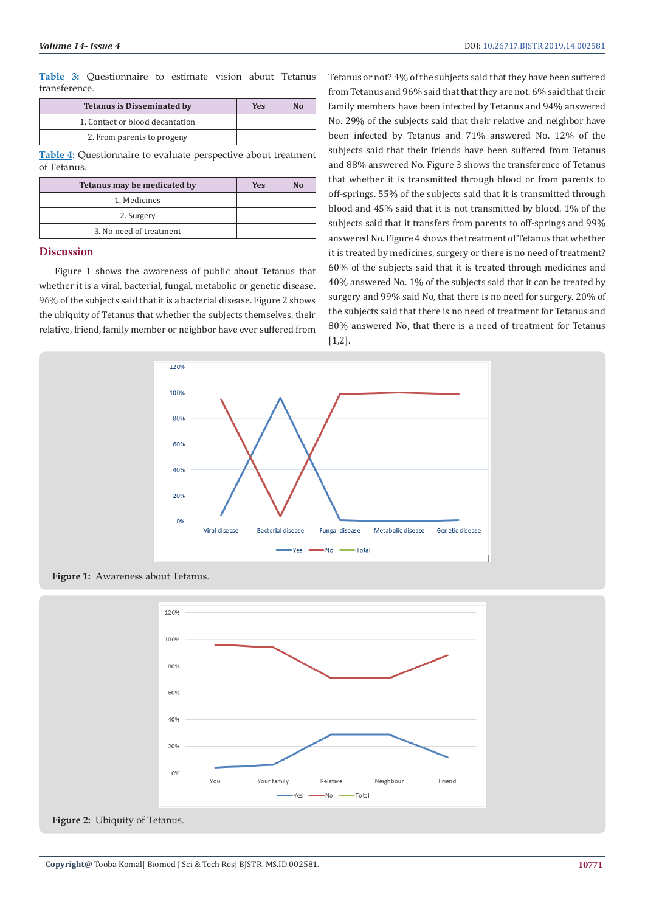Table 3: Questionnaire to estimate vision about Tetanus transference.

| Tetanus is Disseminated by | Yes | No |
|---|---|---|
| 1. Contact or blood decantation | | |
| 2. From parents to progeny | | |

Table 4: Questionnaire to evaluate perspective about treatment of Tetanus.

| Tetanus may be medicated by | Yes | No |
|---|---|---|
| 1. Medicines | | |
| 2. Surgery | | |
| 3. No need of treatment | | |

## Discussion

Figure 1 shows the awareness of public about Tetanus that whether it is a viral, bacterial, fungal, metabolic or genetic disease. 96% of the subjects said that it is a bacterial disease. Figure 2 shows the ubiquity of Tetanus that whether the subjects themselves, their relative, friend, family member or neighbor have ever suffered from Tetanus or not? 4% of the subjects said that they have been suffered from Tetanus and 96% said that that they are not. 6% said that their family members have been infected by Tetanus and 94% answered No. 29% of the subjects said that their relative and neighbor have been infected by Tetanus and 71% answered No. 12% of the subjects said that their friends have been suffered from Tetanus and 88% answered No. Figure 3 shows the transference of Tetanus that whether it is transmitted through blood or from parents to off-springs. 55% of the subjects said that it is transmitted through blood and 45% said that it is not transmitted by blood. 1% of the subjects said that it transfers from parents to off-springs and 99% answered No. Figure 4 shows the treatment of Tetanus that whether it is treated by medicines, surgery or there is no need of treatment? 60% of the subjects said that it is treated through medicines and 40% answered No. 1% of the subjects said that it can be treated by surgery and 99% said No, that there is no need for surgery. 20% of the subjects said that there is no need of treatment for Tetanus and 80% answered No, that there is a need of treatment for Tetanus [1,2].

Figure 1: Awareness about Tetanus.

Figure 2: Ubiquity of Tetanus.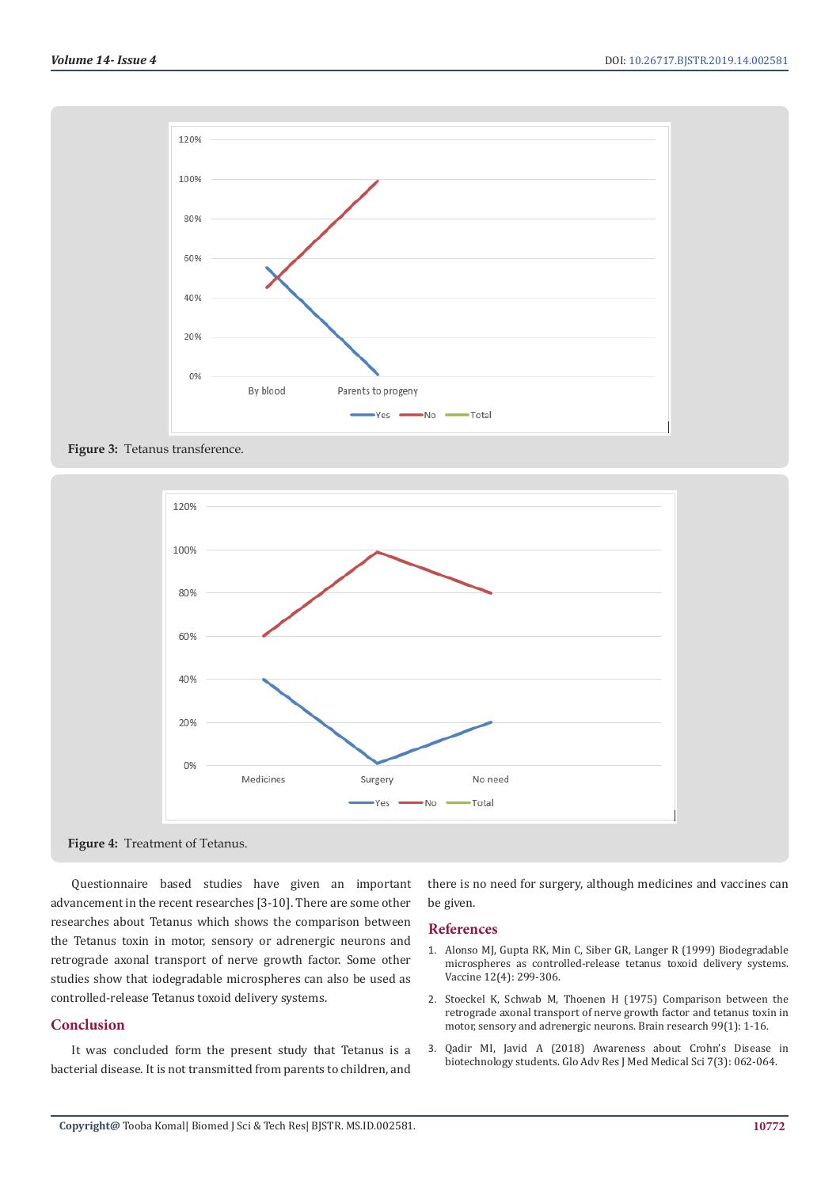Figure 3: Tetanus transference.

Figure 4: Treatment of Tetanus.

Questionnaire based studies have given an important advancement in the recent researches [3-10]. There are some other researches about Tetanus which shows the comparison between the Tetanus toxin in motor, sensory or adrenergic neurons and retrograde axonal transport of nerve growth factor. Some other studies show that iodegradable microspheres can also be used as controlled-release Tetanus toxoid delivery systems.

## Conclusion

It was concluded form the present study that Tetanus is a bacterial disease. It is not transmitted from parents to children, and there is no need for surgery, although medicines and vaccines can be given.

## References

1. Alonso MJ, Gupta RK, Min C, Siber GR, Langer R (1999) Biodegradable microspheres as controlled-release tetanus toxoid delivery systems. Vaccine 12(4): 299-306.
2. Stoeckel K, Schwab M, Thoenen H (1975) Comparison between the retrograde axonal transport of nerve growth factor and tetanus toxin in motor, sensory and adrenergic neurons. Brain research 99(1): 1-16.
3. Qadir MI, Javid A (2018) Awareness about Crohn's Disease in biotechnology students. Glo Adv Res J Med Medical Sci 7(3): 062-064.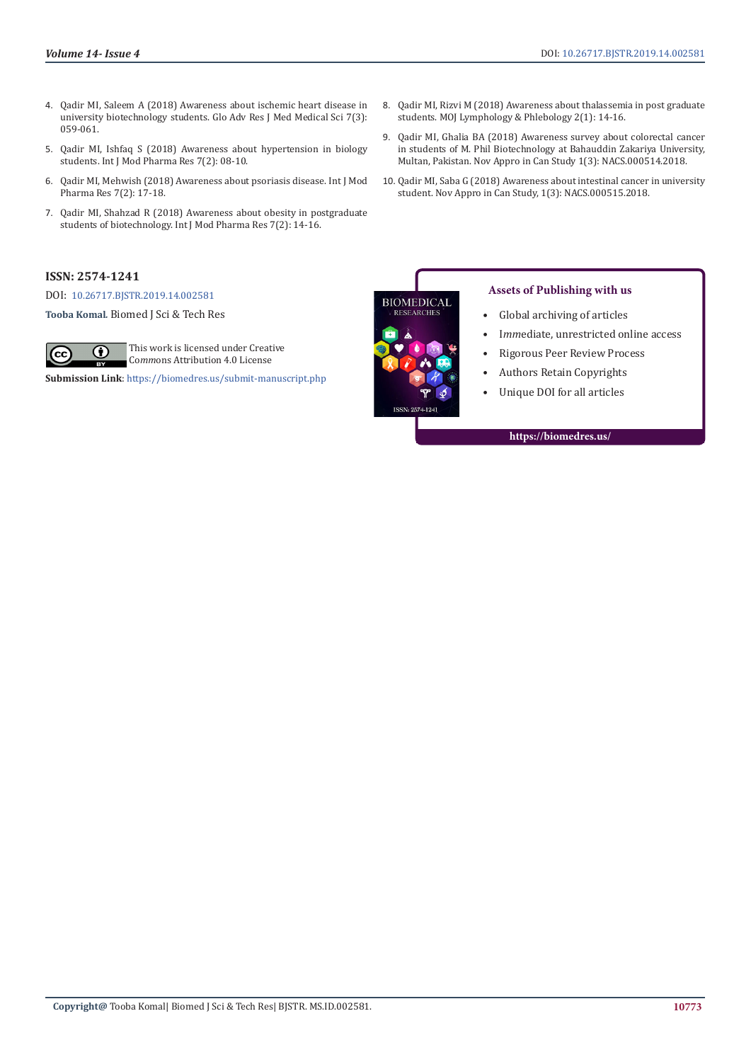4. Qadir MI, Saleem A (2018) Awareness about ischemic heart disease in university biotechnology students. Glo Adv Res J Med Medical Sci 7(3): 059-061.
5. Qadir MI, Ishfaq S (2018) Awareness about hypertension in biology students. Int J Mod Pharma Res 7(2): 08-10.
6. Qadir MI, Mehwish (2018) Awareness about psoriasis disease. Int J Mod Pharma Res 7(2): 17-18.
7. Qadir MI, Shahzad R (2018) Awareness about obesity in postgraduate students of biotechnology. Int J Mod Pharma Res 7(2): 14-16.
8. Qadir MI, Rizvi M (2018) Awareness about thalassemia in post graduate students. MOJ Lymphology & Phlebology 2(1): 14-16.
9. Qadir MI, Ghalia BA (2018) Awareness survey about colorectal cancer in students of M. Phil Biotechnology at Bahauddin Zakariya University, Multan, Pakistan. Nov Appro in Can Study 1(3): NACS.000514.2018.
10. Qadir MI, Saba G (2018) Awareness about intestinal cancer in university student. Nov Appro in Can Study, 1(3): NACS.000515.2018.

**ISSN: 2574-1241**

DOI: 10.26717.BJSTR.2019.14.002581

**Tooba Komal**. Biomed J Sci & Tech Res

This work is licensed under Creative Commons Attribution 4.0 License

**Submission Link**: https://biomedres.us/submit-manuscript.php

**Assets of Publishing with us**

- Global archiving of articles
- Immediate, unrestricted online access
- Rigorous Peer Review Process
- Authors Retain Copyrights
- Unique DOI for all articles

**https://biomedres.us/**